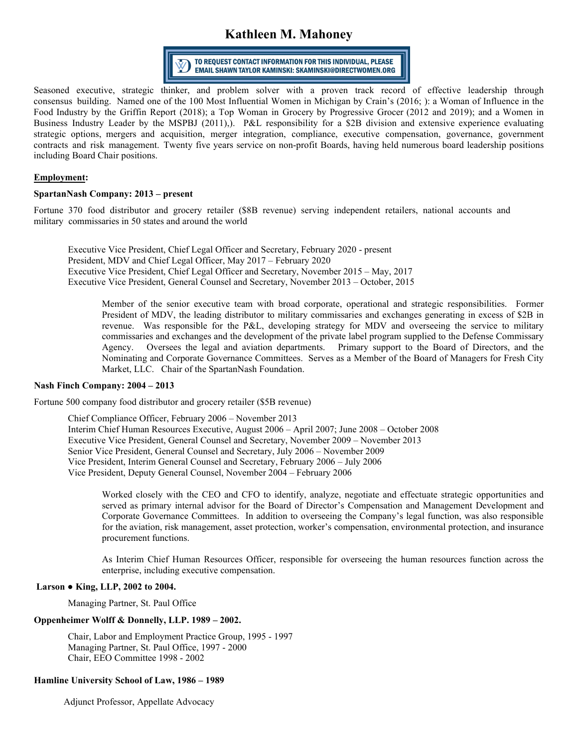# Kathleen M. Mahoney

TO REQUEST CONTACT INFORMATION FOR THIS INDIVIDUAL, PLEASE EMAIL SHAWN TAYLOR KAMINSKI: SKAMINSKI@DIRECTWOMEN.ORG

Seasoned executive, strategic thinker, and problem solver with a proven track record of effective leadership through consensus building. Named one of the 100 Most Influential Women in Michigan by Crain's (2016; ): a Woman of Influence in the Food Industry by the Griffin Report (2018); a Top Woman in Grocery by Progressive Grocer (2012 and 2019); and a Women in Business Industry Leader by the MSPBJ (2011),). P&L responsibility for a $2B division and extensive experience evaluating strategic options, mergers and acquisition, merger integration, compliance, executive compensation, governance, government contracts and risk management. Twenty five years service on non-profit Boards, having held numerous board leadership positions including Board Chair positions.

**Employment:**

**SpartanNash Company: 2013 – present**

Fortune 370 food distributor and grocery retailer ($8B revenue) serving independent retailers, national accounts and military commissaries in 50 states and around the world

Executive Vice President, Chief Legal Officer and Secretary, February 2020 - present
President, MDV and Chief Legal Officer, May 2017 – February 2020
Executive Vice President, Chief Legal Officer and Secretary, November 2015 – May, 2017
Executive Vice President, General Counsel and Secretary, November 2013 – October, 2015

Member of the senior executive team with broad corporate, operational and strategic responsibilities. Former President of MDV, the leading distributor to military commissaries and exchanges generating in excess of $2B in revenue. Was responsible for the P&L, developing strategy for MDV and overseeing the service to military commissaries and exchanges and the development of the private label program supplied to the Defense Commissary Agency. Oversees the legal and aviation departments. Primary support to the Board of Directors, and the Nominating and Corporate Governance Committees. Serves as a Member of the Board of Managers for Fresh City Market, LLC. Chair of the SpartanNash Foundation.

**Nash Finch Company: 2004 – 2013**

Fortune 500 company food distributor and grocery retailer ($5B revenue)

Chief Compliance Officer, February 2006 – November 2013
Interim Chief Human Resources Executive, August 2006 – April 2007; June 2008 – October 2008
Executive Vice President, General Counsel and Secretary, November 2009 – November 2013
Senior Vice President, General Counsel and Secretary, July 2006 – November 2009
Vice President, Interim General Counsel and Secretary, February 2006 – July 2006
Vice President, Deputy General Counsel, November 2004 – February 2006

Worked closely with the CEO and CFO to identify, analyze, negotiate and effectuate strategic opportunities and served as primary internal advisor for the Board of Director's Compensation and Management Development and Corporate Governance Committees. In addition to overseeing the Company's legal function, was also responsible for the aviation, risk management, asset protection, worker's compensation, environmental protection, and insurance procurement functions.

As Interim Chief Human Resources Officer, responsible for overseeing the human resources function across the enterprise, including executive compensation.

**Larson ● King, LLP, 2002 to 2004.**

Managing Partner, St. Paul Office

**Oppenheimer Wolff & Donnelly, LLP. 1989 – 2002.**

Chair, Labor and Employment Practice Group, 1995 - 1997
Managing Partner, St. Paul Office, 1997 - 2000
Chair, EEO Committee 1998 - 2002

**Hamline University School of Law, 1986 – 1989**

Adjunct Professor, Appellate Advocacy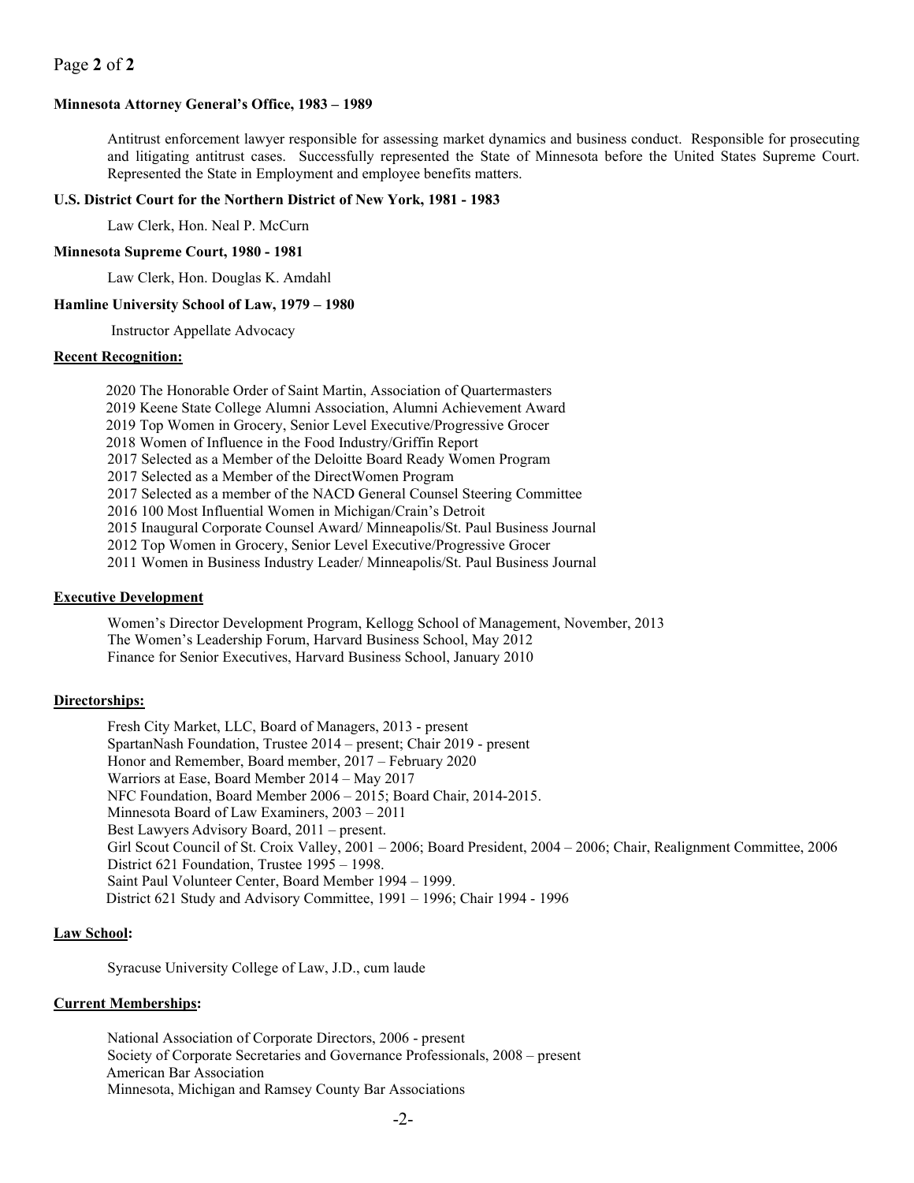**Minnesota Attorney General's Office, 1983 – 1989**

Antitrust enforcement lawyer responsible for assessing market dynamics and business conduct. Responsible for prosecuting and litigating antitrust cases. Successfully represented the State of Minnesota before the United States Supreme Court. Represented the State in Employment and employee benefits matters.

**U.S. District Court for the Northern District of New York, 1981 - 1983**

Law Clerk, Hon. Neal P. McCurn

**Minnesota Supreme Court, 1980 - 1981**

Law Clerk, Hon. Douglas K. Amdahl

**Hamline University School of Law, 1979 – 1980**

Instructor Appellate Advocacy

**Recent Recognition:**

2020 The Honorable Order of Saint Martin, Association of Quartermasters
2019 Keene State College Alumni Association, Alumni Achievement Award
2019 Top Women in Grocery, Senior Level Executive/Progressive Grocer
2018 Women of Influence in the Food Industry/Griffin Report
2017 Selected as a Member of the Deloitte Board Ready Women Program
2017 Selected as a Member of the DirectWomen Program
2017 Selected as a member of the NACD General Counsel Steering Committee
2016 100 Most Influential Women in Michigan/Crain's Detroit
2015 Inaugural Corporate Counsel Award/ Minneapolis/St. Paul Business Journal
2012 Top Women in Grocery, Senior Level Executive/Progressive Grocer
2011 Women in Business Industry Leader/ Minneapolis/St. Paul Business Journal

**Executive Development**

Women's Director Development Program, Kellogg School of Management, November, 2013
The Women's Leadership Forum, Harvard Business School, May 2012
Finance for Senior Executives, Harvard Business School, January 2010

**Directorships:**

Fresh City Market, LLC, Board of Managers, 2013 - present
SpartanNash Foundation, Trustee 2014 – present; Chair 2019 - present
Honor and Remember, Board member, 2017 – February 2020
Warriors at Ease, Board Member 2014 – May 2017
NFC Foundation, Board Member 2006 – 2015; Board Chair, 2014-2015.
Minnesota Board of Law Examiners, 2003 – 2011
Best Lawyers Advisory Board, 2011 – present.
Girl Scout Council of St. Croix Valley, 2001 – 2006; Board President, 2004 – 2006; Chair, Realignment Committee, 2006
District 621 Foundation, Trustee 1995 – 1998.
Saint Paul Volunteer Center, Board Member 1994 – 1999.
District 621 Study and Advisory Committee, 1991 – 1996; Chair 1994 - 1996

**Law School:**

Syracuse University College of Law, J.D., cum laude

**Current Memberships:**

National Association of Corporate Directors, 2006 - present
Society of Corporate Secretaries and Governance Professionals, 2008 – present
American Bar Association
Minnesota, Michigan and Ramsey County Bar Associations